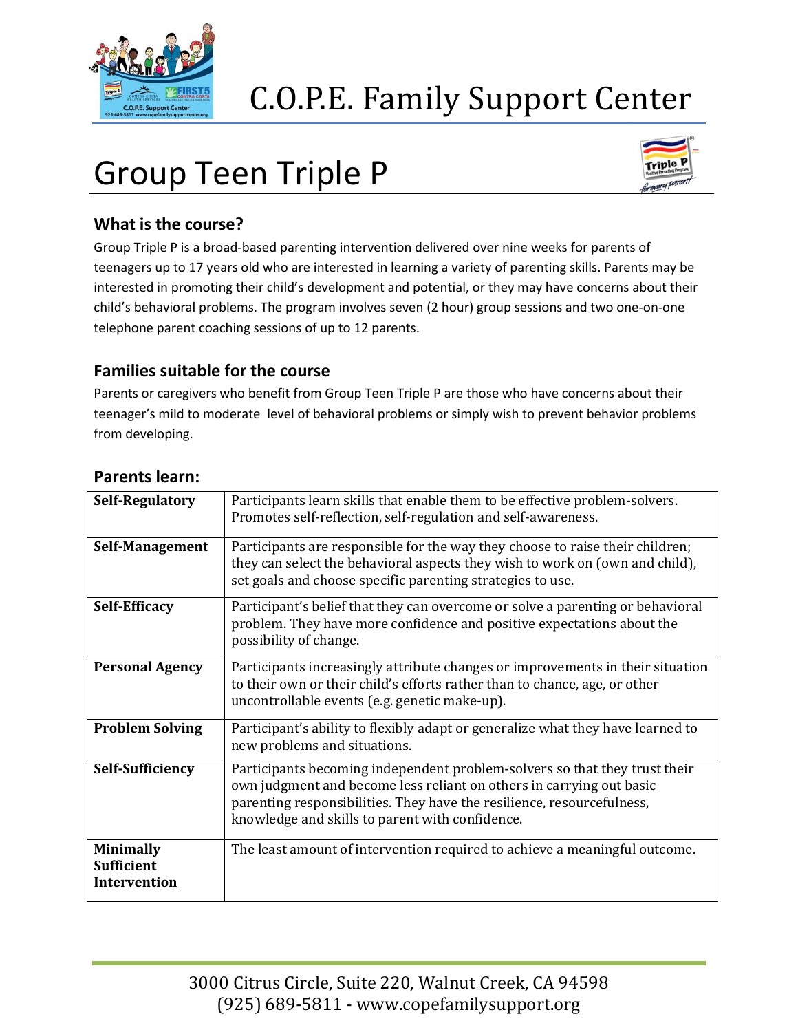# C.O.P.E. Family Support Center

# Group Teen Triple P

## What is the course?

Group Triple P is a broad-based parenting intervention delivered over nine weeks for parents of teenagers up to 17 years old who are interested in learning a variety of parenting skills. Parents may be interested in promoting their child's development and potential, or they may have concerns about their child's behavioral problems. The program involves seven (2 hour) group sessions and two one-on-one telephone parent coaching sessions of up to 12 parents.

## Families suitable for the course

Parents or caregivers who benefit from Group Teen Triple P are those who have concerns about their teenager's mild to moderate level of behavioral problems or simply wish to prevent behavior problems from developing.

## Parents learn:

| | |
|---|---|
| **Self-Regulatory** | Participants learn skills that enable them to be effective problem-solvers. Promotes self-reflection, self-regulation and self-awareness. |
| **Self-Management** | Participants are responsible for the way they choose to raise their children; they can select the behavioral aspects they wish to work on (own and child), set goals and choose specific parenting strategies to use. |
| **Self-Efficacy** | Participant's belief that they can overcome or solve a parenting or behavioral problem. They have more confidence and positive expectations about the possibility of change. |
| **Personal Agency** | Participants increasingly attribute changes or improvements in their situation to their own or their child's efforts rather than to chance, age, or other uncontrollable events (e.g. genetic make-up). |
| **Problem Solving** | Participant's ability to flexibly adapt or generalize what they have learned to new problems and situations. |
| **Self-Sufficiency** | Participants becoming independent problem-solvers so that they trust their own judgment and become less reliant on others in carrying out basic parenting responsibilities. They have the resilience, resourcefulness, knowledge and skills to parent with confidence. |
| **Minimally Sufficient Intervention** | The least amount of intervention required to achieve a meaningful outcome. |

3000 Citrus Circle, Suite 220, Walnut Creek, CA 94598
(925) 689-5811 - www.copefamilysupport.org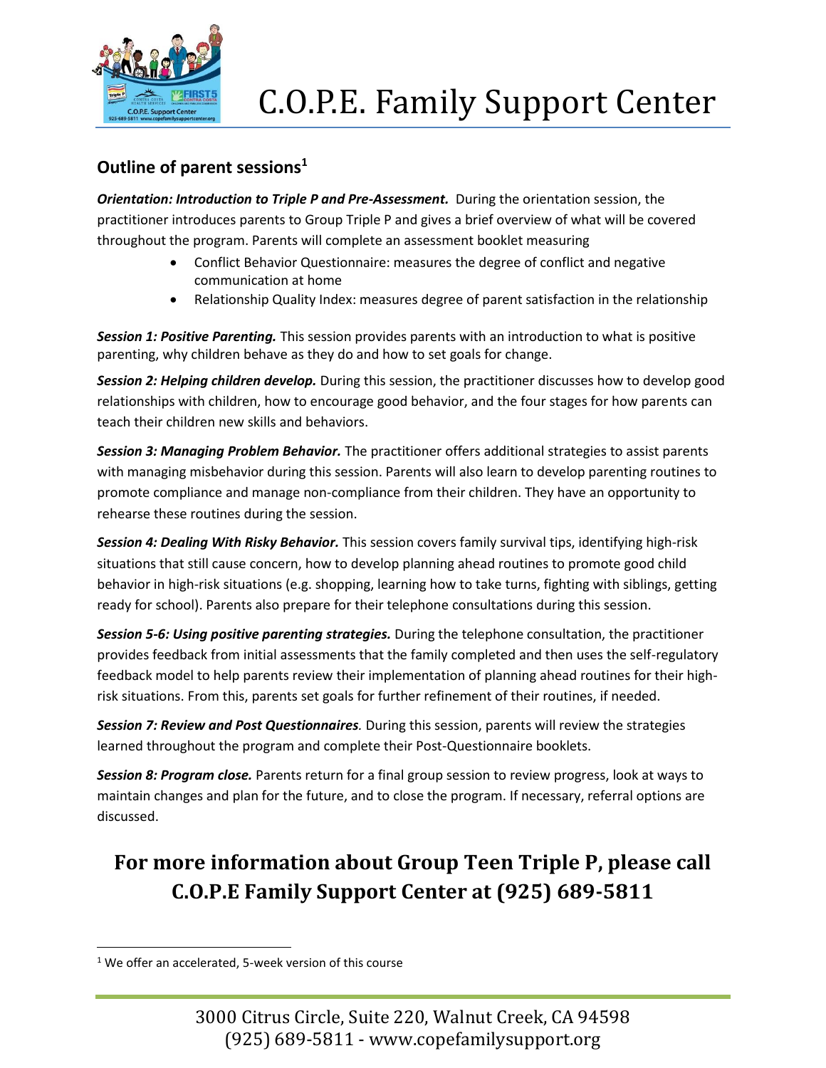# C.O.P.E. Family Support Center

## Outline of parent sessions[1]

***Orientation: Introduction to Triple P and Pre-Assessment.*** During the orientation session, the practitioner introduces parents to Group Triple P and gives a brief overview of what will be covered throughout the program. Parents will complete an assessment booklet measuring

- Conflict Behavior Questionnaire: measures the degree of conflict and negative communication at home
- Relationship Quality Index: measures degree of parent satisfaction in the relationship

***Session 1: Positive Parenting.*** This session provides parents with an introduction to what is positive parenting, why children behave as they do and how to set goals for change.

***Session 2: Helping children develop.*** During this session, the practitioner discusses how to develop good relationships with children, how to encourage good behavior, and the four stages for how parents can teach their children new skills and behaviors.

***Session 3: Managing Problem Behavior.*** The practitioner offers additional strategies to assist parents with managing misbehavior during this session. Parents will also learn to develop parenting routines to promote compliance and manage non-compliance from their children. They have an opportunity to rehearse these routines during the session.

***Session 4: Dealing With Risky Behavior.*** This session covers family survival tips, identifying high-risk situations that still cause concern, how to develop planning ahead routines to promote good child behavior in high-risk situations (e.g. shopping, learning how to take turns, fighting with siblings, getting ready for school). Parents also prepare for their telephone consultations during this session.

***Session 5-6: Using positive parenting strategies.*** During the telephone consultation, the practitioner provides feedback from initial assessments that the family completed and then uses the self-regulatory feedback model to help parents review their implementation of planning ahead routines for their high-risk situations. From this, parents set goals for further refinement of their routines, if needed.

***Session 7: Review and Post Questionnaires***. During this session, parents will review the strategies learned throughout the program and complete their Post-Questionnaire booklets.

***Session 8: Program close.*** Parents return for a final group session to review progress, look at ways to maintain changes and plan for the future, and to close the program. If necessary, referral options are discussed.

## For more information about Group Teen Triple P, please call C.O.P.E Family Support Center at (925) 689-5811

[1] We offer an accelerated, 5-week version of this course

3000 Citrus Circle, Suite 220, Walnut Creek, CA 94598
(925) 689-5811 - www.copefamilysupport.org